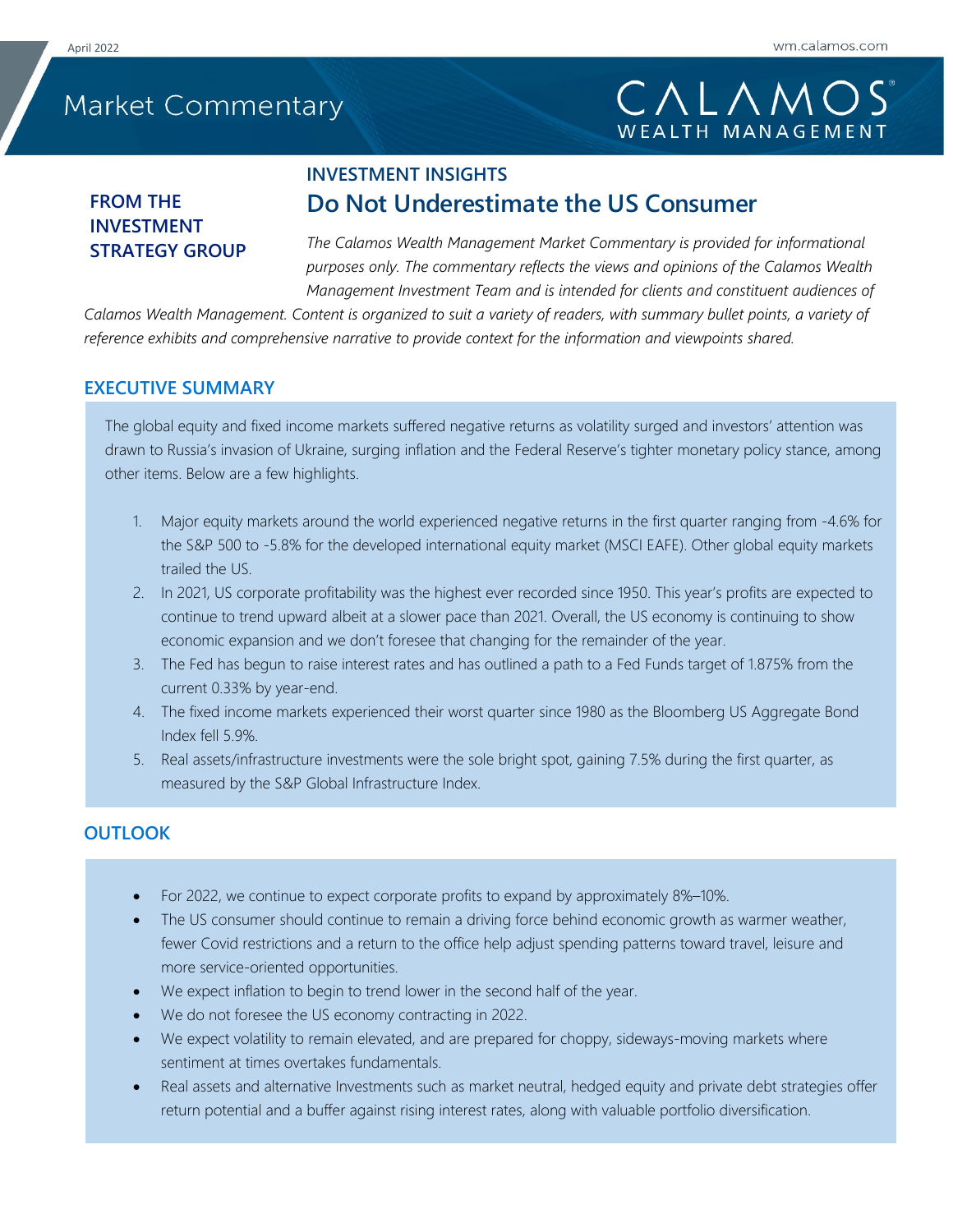April 2022

# Market Commentary

CALAMOS WEALTH MANAGEMENT

**FROM THE INVESTMENT STRATEGY GROUP**

## INVESTMENT INSIGHTS

# Do Not Underestimate the US Consumer

*The Calamos Wealth Management Market Commentary is provided for informational purposes only. The commentary reflects the views and opinions of the Calamos Wealth Management Investment Team and is intended for clients and constituent audiences of Calamos Wealth Management. Content is organized to suit a variety of readers, with summary bullet points, a variety of reference exhibits and comprehensive narrative to provide context for the information and viewpoints shared.*

## EXECUTIVE SUMMARY

The global equity and fixed income markets suffered negative returns as volatility surged and investors' attention was drawn to Russia's invasion of Ukraine, surging inflation and the Federal Reserve's tighter monetary policy stance, among other items. Below are a few highlights.

1. Major equity markets around the world experienced negative returns in the first quarter ranging from -4.6% for the S&P 500 to -5.8% for the developed international equity market (MSCI EAFE). Other global equity markets trailed the US.
2. In 2021, US corporate profitability was the highest ever recorded since 1950. This year's profits are expected to continue to trend upward albeit at a slower pace than 2021. Overall, the US economy is continuing to show economic expansion and we don't foresee that changing for the remainder of the year.
3. The Fed has begun to raise interest rates and has outlined a path to a Fed Funds target of 1.875% from the current 0.33% by year-end.
4. The fixed income markets experienced their worst quarter since 1980 as the Bloomberg US Aggregate Bond Index fell 5.9%.
5. Real assets/infrastructure investments were the sole bright spot, gaining 7.5% during the first quarter, as measured by the S&P Global Infrastructure Index.

## OUTLOOK

- For 2022, we continue to expect corporate profits to expand by approximately 8%–10%.
- The US consumer should continue to remain a driving force behind economic growth as warmer weather, fewer Covid restrictions and a return to the office help adjust spending patterns toward travel, leisure and more service-oriented opportunities.
- We expect inflation to begin to trend lower in the second half of the year.
- We do not foresee the US economy contracting in 2022.
- We expect volatility to remain elevated, and are prepared for choppy, sideways-moving markets where sentiment at times overtakes fundamentals.
- Real assets and alternative Investments such as market neutral, hedged equity and private debt strategies offer return potential and a buffer against rising interest rates, along with valuable portfolio diversification.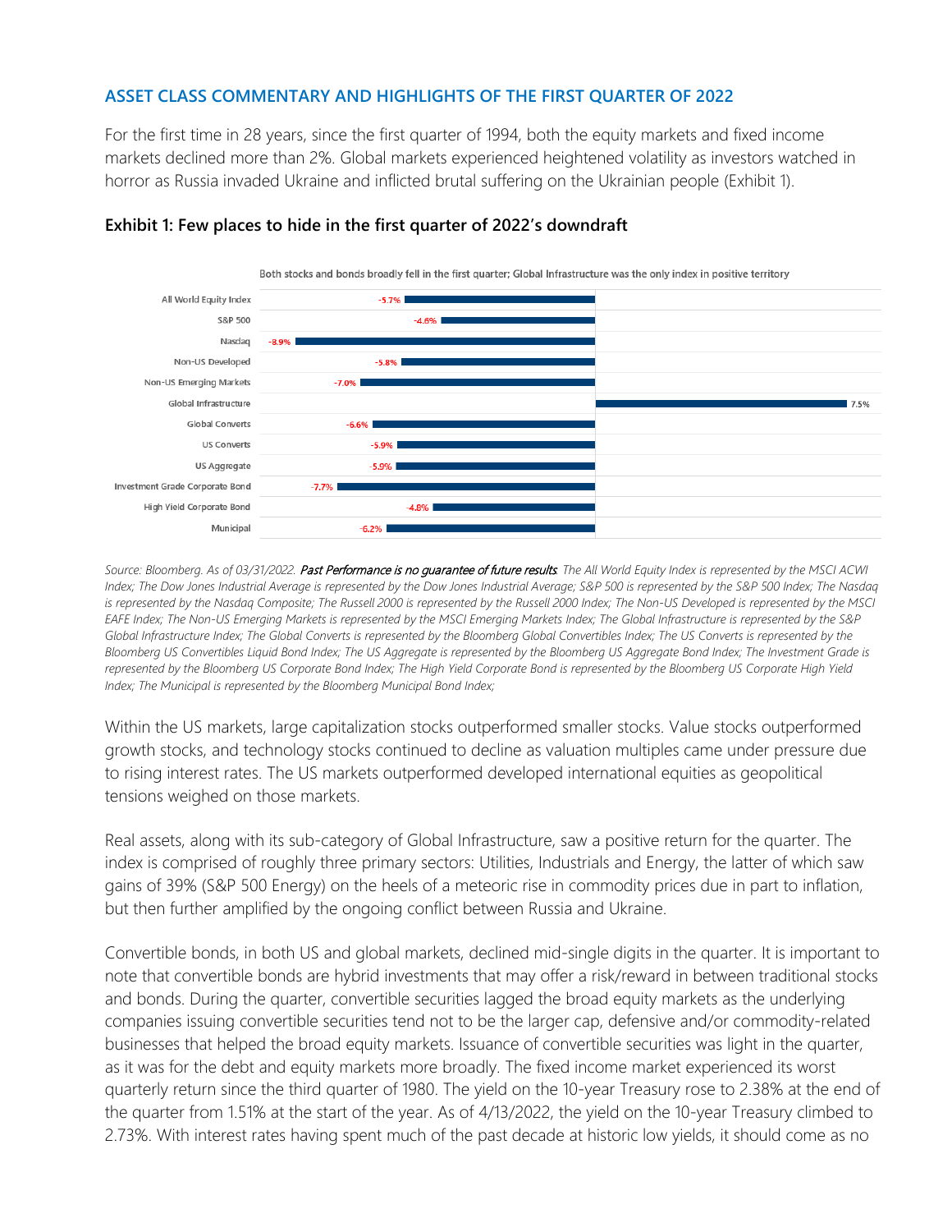## ASSET CLASS COMMENTARY AND HIGHLIGHTS OF THE FIRST QUARTER OF 2022

For the first time in 28 years, since the first quarter of 1994, both the equity markets and fixed income markets declined more than 2%. Global markets experienced heightened volatility as investors watched in horror as Russia invaded Ukraine and inflicted brutal suffering on the Ukrainian people (Exhibit 1).

### Exhibit 1: Few places to hide in the first quarter of 2022's downdraft

Both stocks and bonds broadly fell in the first quarter; Global Infrastructure was the only index in positive territory

All World Equity Index -5.7%
S&P 500 -4.6%
Nasdaq -8.9%
Non-US Developed -5.8%
Non-US Emerging Markets -7.0%
Global Infrastructure 7.5%
Global Converts -6.6%
US Converts -5.9%
US Aggregate -5.9%
Investment Grade Corporate Bond -7.7%
High Yield Corporate Bond -4.8%
Municipal -6.2%

*Source: Bloomberg. As of 03/31/2022.* ***Past Performance is no guarantee of future results****. The All World Equity Index is represented by the MSCI ACWI Index; The Dow Jones Industrial Average is represented by the Dow Jones Industrial Average; S&P 500 is represented by the S&P 500 Index; The Nasdaq is represented by the Nasdaq Composite; The Russell 2000 is represented by the Russell 2000 Index; The Non-US Developed is represented by the MSCI EAFE Index; The Non-US Emerging Markets is represented by the MSCI Emerging Markets Index; The Global Infrastructure is represented by the S&P Global Infrastructure Index; The Global Converts is represented by the Bloomberg Global Convertibles Index; The US Converts is represented by the Bloomberg US Convertibles Liquid Bond Index; The US Aggregate is represented by the Bloomberg US Aggregate Bond Index; The Investment Grade is represented by the Bloomberg US Corporate Bond Index; The High Yield Corporate Bond is represented by the Bloomberg US Corporate High Yield Index; The Municipal is represented by the Bloomberg Municipal Bond Index;*

Within the US markets, large capitalization stocks outperformed smaller stocks. Value stocks outperformed growth stocks, and technology stocks continued to decline as valuation multiples came under pressure due to rising interest rates. The US markets outperformed developed international equities as geopolitical tensions weighed on those markets.

Real assets, along with its sub-category of Global Infrastructure, saw a positive return for the quarter. The index is comprised of roughly three primary sectors: Utilities, Industrials and Energy, the latter of which saw gains of 39% (S&P 500 Energy) on the heels of a meteoric rise in commodity prices due in part to inflation, but then further amplified by the ongoing conflict between Russia and Ukraine.

Convertible bonds, in both US and global markets, declined mid-single digits in the quarter. It is important to note that convertible bonds are hybrid investments that may offer a risk/reward in between traditional stocks and bonds. During the quarter, convertible securities lagged the broad equity markets as the underlying companies issuing convertible securities tend not to be the larger cap, defensive and/or commodity-related businesses that helped the broad equity markets. Issuance of convertible securities was light in the quarter, as it was for the debt and equity markets more broadly. The fixed income market experienced its worst quarterly return since the third quarter of 1980. The yield on the 10-year Treasury rose to 2.38% at the end of the quarter from 1.51% at the start of the year. As of 4/13/2022, the yield on the 10-year Treasury climbed to 2.73%. With interest rates having spent much of the past decade at historic low yields, it should come as no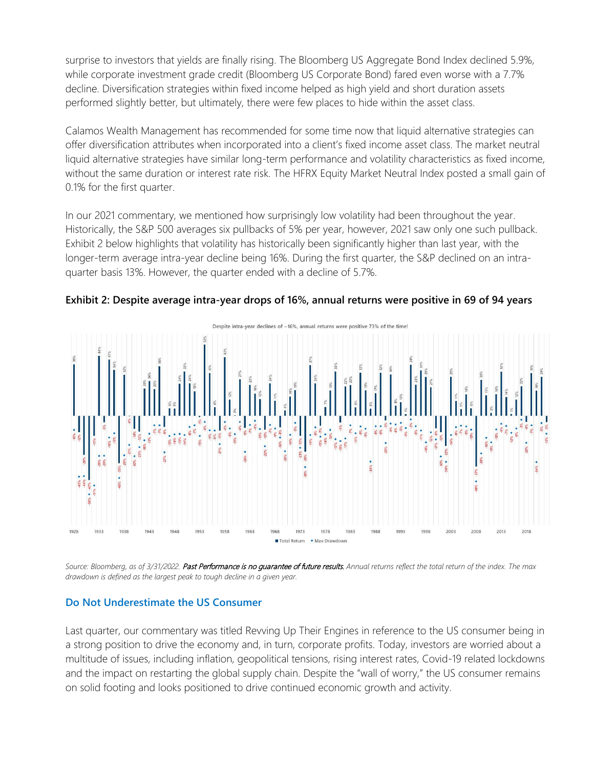surprise to investors that yields are finally rising. The Bloomberg US Aggregate Bond Index declined 5.9%, while corporate investment grade credit (Bloomberg US Corporate Bond) fared even worse with a 7.7% decline. Diversification strategies within fixed income helped as high yield and short duration assets performed slightly better, but ultimately, there were few places to hide within the asset class.

Calamos Wealth Management has recommended for some time now that liquid alternative strategies can offer diversification attributes when incorporated into a client's fixed income asset class. The market neutral liquid alternative strategies have similar long-term performance and volatility characteristics as fixed income, without the same duration or interest rate risk. The HFRX Equity Market Neutral Index posted a small gain of 0.1% for the first quarter.

In our 2021 commentary, we mentioned how surprisingly low volatility had been throughout the year. Historically, the S&P 500 averages six pullbacks of 5% per year, however, 2021 saw only one such pullback. Exhibit 2 below highlights that volatility has historically been significantly higher than last year, with the longer-term average intra-year decline being 16%. During the first quarter, the S&P declined on an intra-quarter basis 13%. However, the quarter ended with a decline of 5.7%.

**Exhibit 2: Despite average intra-year drops of 16%, annual returns were positive in 69 of 94 years**

Despite intra-year declines of ~16%, annual returns were positive 73% of the time!

1928 1933 1938 1943 1948 1953 1958 1963 1968 1973 1978 1983 1988 1993 1998 2003 2008 2013 2018

Total Return · Max Drawdown

*Source: Bloomberg, as of 3/31/2022.* ***Past Performance is no guarantee of future results.*** *Annual returns reflect the total return of the index. The max drawdown is defined as the largest peak to tough decline in a given year.*

## Do Not Underestimate the US Consumer

Last quarter, our commentary was titled Revving Up Their Engines in reference to the US consumer being in a strong position to drive the economy and, in turn, corporate profits. Today, investors are worried about a multitude of issues, including inflation, geopolitical tensions, rising interest rates, Covid-19 related lockdowns and the impact on restarting the global supply chain. Despite the "wall of worry," the US consumer remains on solid footing and looks positioned to drive continued economic growth and activity.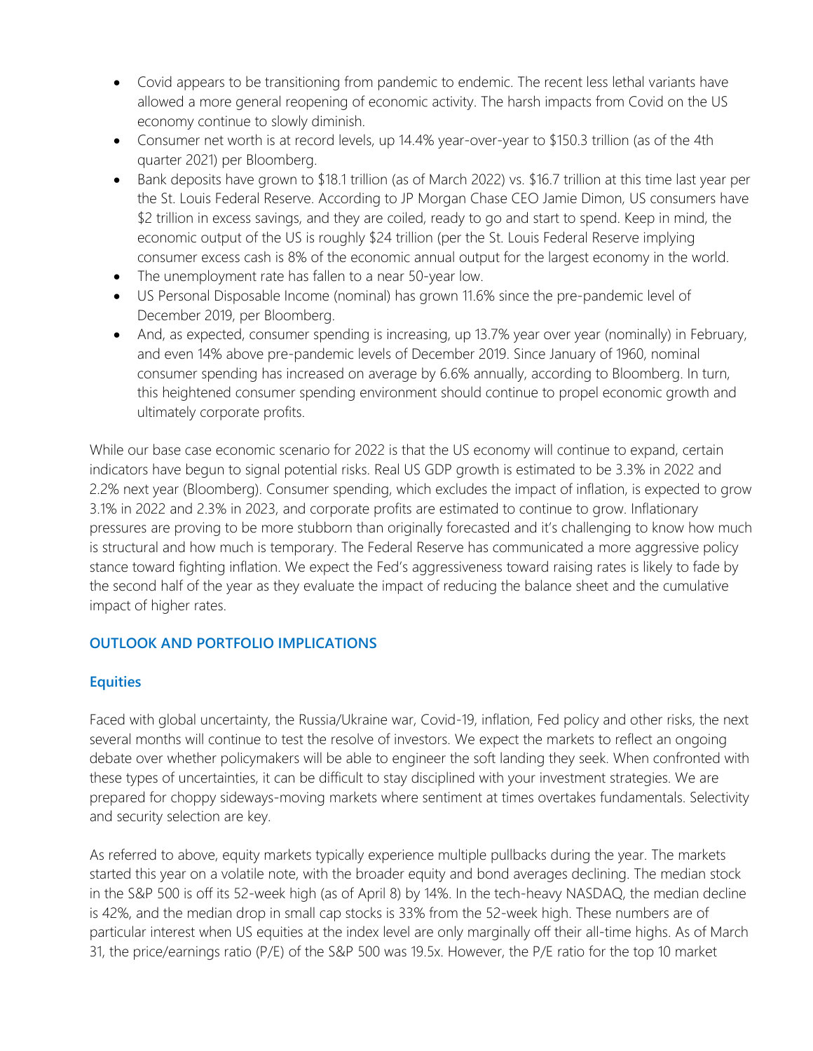- Covid appears to be transitioning from pandemic to endemic. The recent less lethal variants have allowed a more general reopening of economic activity. The harsh impacts from Covid on the US economy continue to slowly diminish.
- Consumer net worth is at record levels, up 14.4% year-over-year to $150.3 trillion (as of the 4th quarter 2021) per Bloomberg.
- Bank deposits have grown to $18.1 trillion (as of March 2022) vs. $16.7 trillion at this time last year per the St. Louis Federal Reserve. According to JP Morgan Chase CEO Jamie Dimon, US consumers have $2 trillion in excess savings, and they are coiled, ready to go and start to spend. Keep in mind, the economic output of the US is roughly $24 trillion (per the St. Louis Federal Reserve implying consumer excess cash is 8% of the economic annual output for the largest economy in the world.
- The unemployment rate has fallen to a near 50-year low.
- US Personal Disposable Income (nominal) has grown 11.6% since the pre-pandemic level of December 2019, per Bloomberg.
- And, as expected, consumer spending is increasing, up 13.7% year over year (nominally) in February, and even 14% above pre-pandemic levels of December 2019. Since January of 1960, nominal consumer spending has increased on average by 6.6% annually, according to Bloomberg. In turn, this heightened consumer spending environment should continue to propel economic growth and ultimately corporate profits.

While our base case economic scenario for 2022 is that the US economy will continue to expand, certain indicators have begun to signal potential risks. Real US GDP growth is estimated to be 3.3% in 2022 and 2.2% next year (Bloomberg). Consumer spending, which excludes the impact of inflation, is expected to grow 3.1% in 2022 and 2.3% in 2023, and corporate profits are estimated to continue to grow. Inflationary pressures are proving to be more stubborn than originally forecasted and it's challenging to know how much is structural and how much is temporary. The Federal Reserve has communicated a more aggressive policy stance toward fighting inflation. We expect the Fed's aggressiveness toward raising rates is likely to fade by the second half of the year as they evaluate the impact of reducing the balance sheet and the cumulative impact of higher rates.

## OUTLOOK AND PORTFOLIO IMPLICATIONS

### Equities

Faced with global uncertainty, the Russia/Ukraine war, Covid-19, inflation, Fed policy and other risks, the next several months will continue to test the resolve of investors. We expect the markets to reflect an ongoing debate over whether policymakers will be able to engineer the soft landing they seek. When confronted with these types of uncertainties, it can be difficult to stay disciplined with your investment strategies. We are prepared for choppy sideways-moving markets where sentiment at times overtakes fundamentals. Selectivity and security selection are key.

As referred to above, equity markets typically experience multiple pullbacks during the year. The markets started this year on a volatile note, with the broader equity and bond averages declining. The median stock in the S&P 500 is off its 52-week high (as of April 8) by 14%. In the tech-heavy NASDAQ, the median decline is 42%, and the median drop in small cap stocks is 33% from the 52-week high. These numbers are of particular interest when US equities at the index level are only marginally off their all-time highs. As of March 31, the price/earnings ratio (P/E) of the S&P 500 was 19.5x. However, the P/E ratio for the top 10 market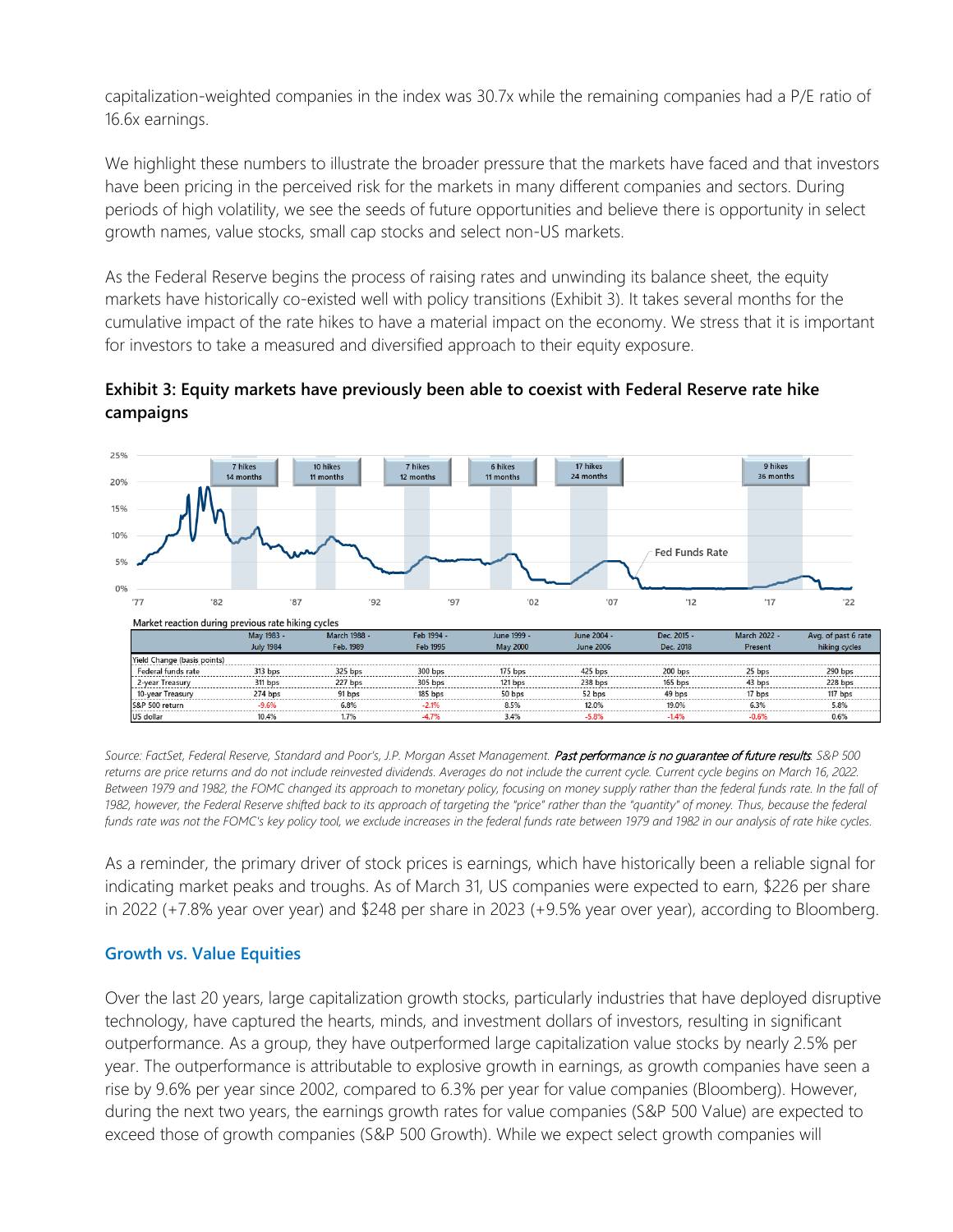capitalization-weighted companies in the index was 30.7x while the remaining companies had a P/E ratio of 16.6x earnings.

We highlight these numbers to illustrate the broader pressure that the markets have faced and that investors have been pricing in the perceived risk for the markets in many different companies and sectors. During periods of high volatility, we see the seeds of future opportunities and believe there is opportunity in select growth names, value stocks, small cap stocks and select non-US markets.

As the Federal Reserve begins the process of raising rates and unwinding its balance sheet, the equity markets have historically co-existed well with policy transitions (Exhibit 3). It takes several months for the cumulative impact of the rate hikes to have a material impact on the economy. We stress that it is important for investors to take a measured and diversified approach to their equity exposure.

**Exhibit 3: Equity markets have previously been able to coexist with Federal Reserve rate hike campaigns**

25%
20%
15%
10%
5%
0%

7 hikes 14 months
10 hikes 11 months
7 hikes 12 months
6 hikes 11 months
17 hikes 24 months
9 hikes 36 months

Fed Funds Rate

'77 '82 '87 '92 '97 '02 '07 '12 '17 '22

Market reaction during previous rate hiking cycles

| | May 1983 - July 1984 | March 1988 - Feb. 1989 | Feb 1994 - Feb 1995 | June 1999 - May 2000 | June 2004 - June 2006 | Dec. 2015 - Dec. 2018 | March 2022 - Present | Avg. of past 6 rate hiking cycles |
|---|---|---|---|---|---|---|---|---|
| Yield Change (basis points) | | | | | | | | |
| Federal funds rate | 313 bps | 325 bps | 300 bps | 175 bps | 425 bps | 200 bps | 25 bps | 290 bps |
| 2-year Treasury | 311 bps | 227 bps | 305 bps | 121 bps | 238 bps | 165 bps | 43 bps | 228 bps |
| 10-year Treasury | 274 bps | 91 bps | 185 bps | 50 bps | 52 bps | 49 bps | 17 bps | 117 bps |
| S&P 500 return | -9.6% | 6.8% | -2.1% | 8.5% | 12.0% | 19.0% | 6.3% | 5.8% |
| US dollar | 10.4% | 1.7% | -4.7% | 3.4% | -5.8% | -1.4% | -0.6% | 0.6% |

*Source: FactSet, Federal Reserve, Standard and Poor's, J.P. Morgan Asset Management. Past performance is no guarantee of future results. S&P 500 returns are price returns and do not include reinvested dividends. Averages do not include the current cycle. Current cycle begins on March 16, 2022. Between 1979 and 1982, the FOMC changed its approach to monetary policy, focusing on money supply rather than the federal funds rate. In the fall of 1982, however, the Federal Reserve shifted back to its approach of targeting the "price" rather than the "quantity" of money. Thus, because the federal funds rate was not the FOMC's key policy tool, we exclude increases in the federal funds rate between 1979 and 1982 in our analysis of rate hike cycles.*

As a reminder, the primary driver of stock prices is earnings, which have historically been a reliable signal for indicating market peaks and troughs. As of March 31, US companies were expected to earn, $226 per share in 2022 (+7.8% year over year) and $248 per share in 2023 (+9.5% year over year), according to Bloomberg.

## Growth vs. Value Equities

Over the last 20 years, large capitalization growth stocks, particularly industries that have deployed disruptive technology, have captured the hearts, minds, and investment dollars of investors, resulting in significant outperformance. As a group, they have outperformed large capitalization value stocks by nearly 2.5% per year. The outperformance is attributable to explosive growth in earnings, as growth companies have seen a rise by 9.6% per year since 2002, compared to 6.3% per year for value companies (Bloomberg). However, during the next two years, the earnings growth rates for value companies (S&P 500 Value) are expected to exceed those of growth companies (S&P 500 Growth). While we expect select growth companies will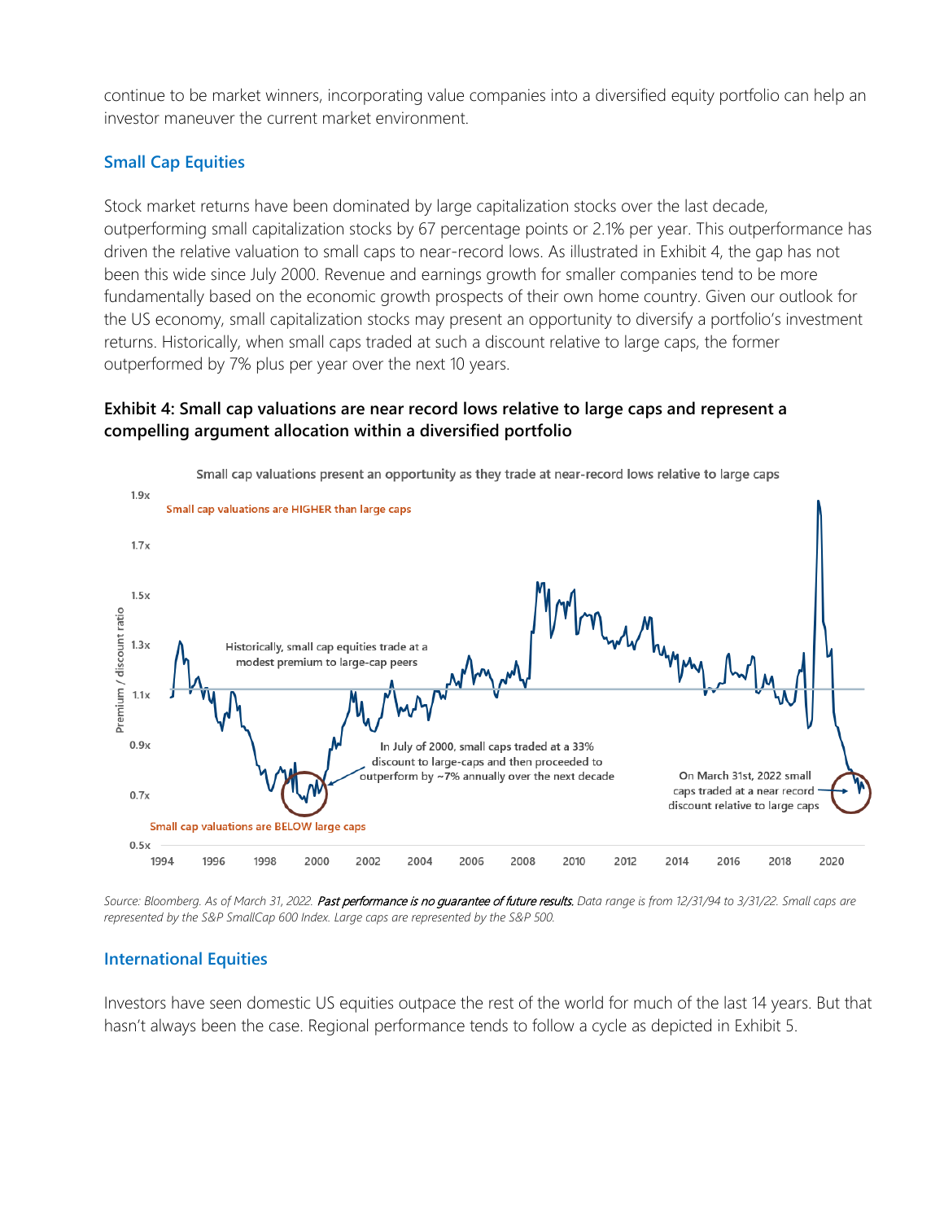continue to be market winners, incorporating value companies into a diversified equity portfolio can help an investor maneuver the current market environment.

## Small Cap Equities

Stock market returns have been dominated by large capitalization stocks over the last decade, outperforming small capitalization stocks by 67 percentage points or 2.1% per year. This outperformance has driven the relative valuation to small caps to near-record lows. As illustrated in Exhibit 4, the gap has not been this wide since July 2000. Revenue and earnings growth for smaller companies tend to be more fundamentally based on the economic growth prospects of their own home country. Given our outlook for the US economy, small capitalization stocks may present an opportunity to diversify a portfolio's investment returns. Historically, when small caps traded at such a discount relative to large caps, the former outperformed by 7% plus per year over the next 10 years.

**Exhibit 4: Small cap valuations are near record lows relative to large caps and represent a compelling argument allocation within a diversified portfolio**

Small cap valuations present an opportunity as they trade at near-record lows relative to large caps

Small cap valuations are HIGHER than large caps

Historically, small cap equities trade at a modest premium to large-cap peers

In July of 2000, small caps traded at a 33% discount to large-caps and then proceeded to outperform by ~7% annually over the next decade

On March 31st, 2022 small caps traded at a near record discount relative to large caps

Small cap valuations are BELOW large caps

Premium / discount ratio

1.9x
1.7x
1.5x
1.3x
1.1x
0.9x
0.7x
0.5x

1994 1996 1998 2000 2002 2004 2006 2008 2010 2012 2014 2016 2018 2020

*Source: Bloomberg. As of March 31, 2022.* ***Past performance is no guarantee of future results.*** *Data range is from 12/31/94 to 3/31/22. Small caps are represented by the S&P SmallCap 600 Index. Large caps are represented by the S&P 500.*

## International Equities

Investors have seen domestic US equities outpace the rest of the world for much of the last 14 years. But that hasn't always been the case. Regional performance tends to follow a cycle as depicted in Exhibit 5.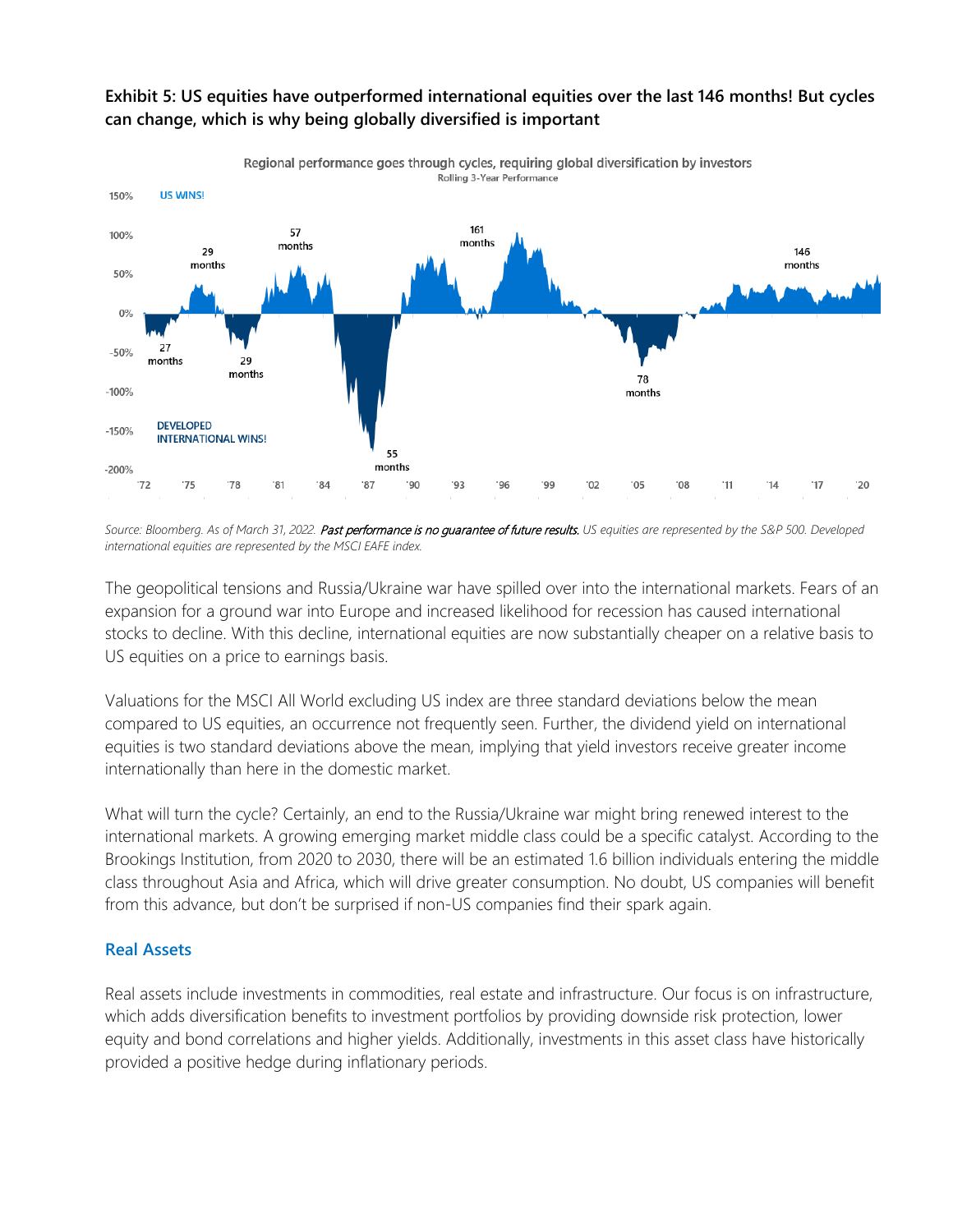**Exhibit 5: US equities have outperformed international equities over the last 146 months! But cycles can change, which is why being globally diversified is important**

Regional performance goes through cycles, requiring global diversification by investors

Rolling 3-Year Performance

150%
100%
50%
0%
-50%
-100%
-150%
-200%

US WINS!

DEVELOPED INTERNATIONAL WINS!

29 months
57 months
161 months
146 months
27 months
29 months
55 months
78 months

'72 '75 '78 '81 '84 '87 '90 '93 '96 '99 '02 '05 '08 '11 '14 '17 '20

*Source: Bloomberg. As of March 31, 2022. Past performance is no guarantee of future results. US equities are represented by the S&P 500. Developed international equities are represented by the MSCI EAFE index.*

The geopolitical tensions and Russia/Ukraine war have spilled over into the international markets. Fears of an expansion for a ground war into Europe and increased likelihood for recession has caused international stocks to decline. With this decline, international equities are now substantially cheaper on a relative basis to US equities on a price to earnings basis.

Valuations for the MSCI All World excluding US index are three standard deviations below the mean compared to US equities, an occurrence not frequently seen. Further, the dividend yield on international equities is two standard deviations above the mean, implying that yield investors receive greater income internationally than here in the domestic market.

What will turn the cycle? Certainly, an end to the Russia/Ukraine war might bring renewed interest to the international markets. A growing emerging market middle class could be a specific catalyst. According to the Brookings Institution, from 2020 to 2030, there will be an estimated 1.6 billion individuals entering the middle class throughout Asia and Africa, which will drive greater consumption. No doubt, US companies will benefit from this advance, but don't be surprised if non-US companies find their spark again.

## Real Assets

Real assets include investments in commodities, real estate and infrastructure. Our focus is on infrastructure, which adds diversification benefits to investment portfolios by providing downside risk protection, lower equity and bond correlations and higher yields. Additionally, investments in this asset class have historically provided a positive hedge during inflationary periods.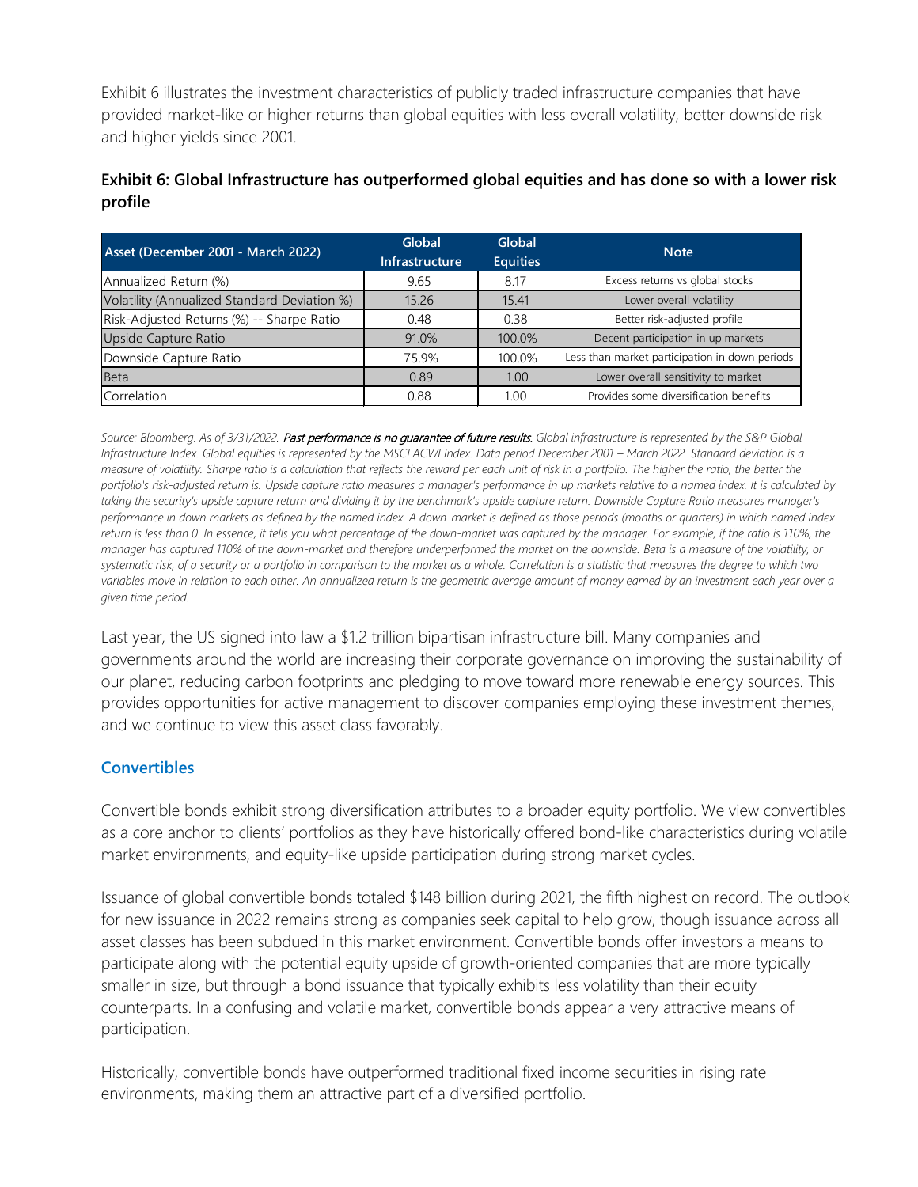Exhibit 6 illustrates the investment characteristics of publicly traded infrastructure companies that have provided market-like or higher returns than global equities with less overall volatility, better downside risk and higher yields since 2001.

**Exhibit 6: Global Infrastructure has outperformed global equities and has done so with a lower risk profile**

| Asset (December 2001 - March 2022) | Global Infrastructure | Global Equities | Note |
|---|---|---|---|
| Annualized Return (%) | 9.65 | 8.17 | Excess returns vs global stocks |
| Volatility (Annualized Standard Deviation %) | 15.26 | 15.41 | Lower overall volatility |
| Risk-Adjusted Returns (%) -- Sharpe Ratio | 0.48 | 0.38 | Better risk-adjusted profile |
| Upside Capture Ratio | 91.0% | 100.0% | Decent participation in up markets |
| Downside Capture Ratio | 75.9% | 100.0% | Less than market participation in down periods |
| Beta | 0.89 | 1.00 | Lower overall sensitivity to market |
| Correlation | 0.88 | 1.00 | Provides some diversification benefits |

*Source: Bloomberg. As of 3/31/2022.* ***Past performance is no guarantee of future results.*** *Global infrastructure is represented by the S&P Global Infrastructure Index. Global equities is represented by the MSCI ACWI Index. Data period December 2001 – March 2022. Standard deviation is a measure of volatility. Sharpe ratio is a calculation that reflects the reward per each unit of risk in a portfolio. The higher the ratio, the better the portfolio's risk-adjusted return is. Upside capture ratio measures a manager's performance in up markets relative to a named index. It is calculated by taking the security's upside capture return and dividing it by the benchmark's upside capture return. Downside Capture Ratio measures manager's performance in down markets as defined by the named index. A down-market is defined as those periods (months or quarters) in which named index return is less than 0. In essence, it tells you what percentage of the down-market was captured by the manager. For example, if the ratio is 110%, the manager has captured 110% of the down-market and therefore underperformed the market on the downside. Beta is a measure of the volatility, or systematic risk, of a security or a portfolio in comparison to the market as a whole. Correlation is a statistic that measures the degree to which two variables move in relation to each other. An annualized return is the geometric average amount of money earned by an investment each year over a given time period.*

Last year, the US signed into law a $1.2 trillion bipartisan infrastructure bill. Many companies and governments around the world are increasing their corporate governance on improving the sustainability of our planet, reducing carbon footprints and pledging to move toward more renewable energy sources. This provides opportunities for active management to discover companies employing these investment themes, and we continue to view this asset class favorably.

## Convertibles

Convertible bonds exhibit strong diversification attributes to a broader equity portfolio. We view convertibles as a core anchor to clients' portfolios as they have historically offered bond-like characteristics during volatile market environments, and equity-like upside participation during strong market cycles.

Issuance of global convertible bonds totaled $148 billion during 2021, the fifth highest on record. The outlook for new issuance in 2022 remains strong as companies seek capital to help grow, though issuance across all asset classes has been subdued in this market environment. Convertible bonds offer investors a means to participate along with the potential equity upside of growth-oriented companies that are more typically smaller in size, but through a bond issuance that typically exhibits less volatility than their equity counterparts. In a confusing and volatile market, convertible bonds appear a very attractive means of participation.

Historically, convertible bonds have outperformed traditional fixed income securities in rising rate environments, making them an attractive part of a diversified portfolio.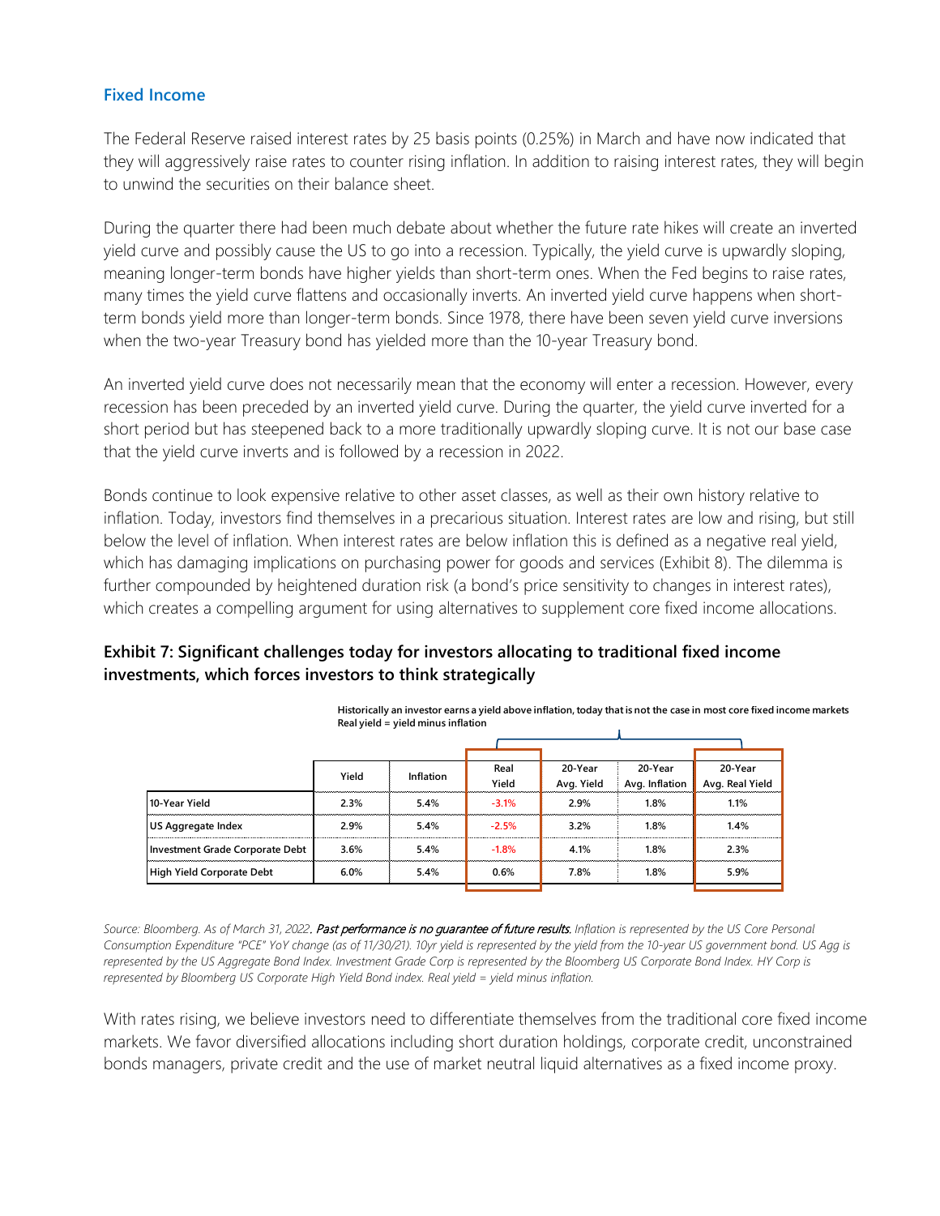## Fixed Income

The Federal Reserve raised interest rates by 25 basis points (0.25%) in March and have now indicated that they will aggressively raise rates to counter rising inflation. In addition to raising interest rates, they will begin to unwind the securities on their balance sheet.

During the quarter there had been much debate about whether the future rate hikes will create an inverted yield curve and possibly cause the US to go into a recession. Typically, the yield curve is upwardly sloping, meaning longer-term bonds have higher yields than short-term ones. When the Fed begins to raise rates, many times the yield curve flattens and occasionally inverts. An inverted yield curve happens when short-term bonds yield more than longer-term bonds. Since 1978, there have been seven yield curve inversions when the two-year Treasury bond has yielded more than the 10-year Treasury bond.

An inverted yield curve does not necessarily mean that the economy will enter a recession. However, every recession has been preceded by an inverted yield curve. During the quarter, the yield curve inverted for a short period but has steepened back to a more traditionally upwardly sloping curve. It is not our base case that the yield curve inverts and is followed by a recession in 2022.

Bonds continue to look expensive relative to other asset classes, as well as their own history relative to inflation. Today, investors find themselves in a precarious situation. Interest rates are low and rising, but still below the level of inflation. When interest rates are below inflation this is defined as a negative real yield, which has damaging implications on purchasing power for goods and services (Exhibit 8). The dilemma is further compounded by heightened duration risk (a bond's price sensitivity to changes in interest rates), which creates a compelling argument for using alternatives to supplement core fixed income allocations.

**Exhibit 7: Significant challenges today for investors allocating to traditional fixed income investments, which forces investors to think strategically**

**Historically an investor earns a yield above inflation, today that is not the case in most core fixed income markets**
**Real yield = yield minus inflation**

| | Yield | Inflation | Real Yield | 20-Year Avg. Yield | 20-Year Avg. Inflation | 20-Year Avg. Real Yield |
|---|---|---|---|---|---|---|
| 10-Year Yield | 2.3% | 5.4% | -3.1% | 2.9% | 1.8% | 1.1% |
| US Aggregate Index | 2.9% | 5.4% | -2.5% | 3.2% | 1.8% | 1.4% |
| Investment Grade Corporate Debt | 3.6% | 5.4% | -1.8% | 4.1% | 1.8% | 2.3% |
| High Yield Corporate Debt | 6.0% | 5.4% | 0.6% | 7.8% | 1.8% | 5.9% |

*Source: Bloomberg. As of March 31, 2022*. ***Past performance is no guarantee of future results.*** *Inflation is represented by the US Core Personal Consumption Expenditure "PCE" YoY change (as of 11/30/21). 10yr yield is represented by the yield from the 10-year US government bond. US Agg is represented by the US Aggregate Bond Index. Investment Grade Corp is represented by the Bloomberg US Corporate Bond Index. HY Corp is represented by Bloomberg US Corporate High Yield Bond index. Real yield = yield minus inflation.*

With rates rising, we believe investors need to differentiate themselves from the traditional core fixed income markets. We favor diversified allocations including short duration holdings, corporate credit, unconstrained bonds managers, private credit and the use of market neutral liquid alternatives as a fixed income proxy.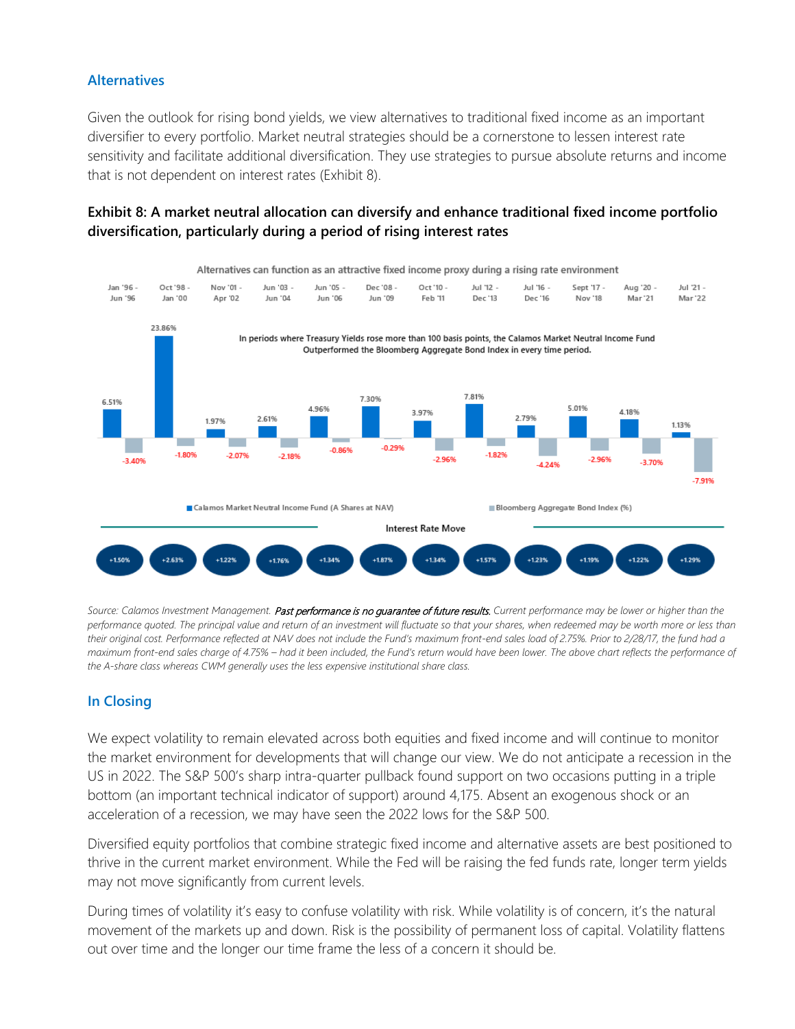## Alternatives

Given the outlook for rising bond yields, we view alternatives to traditional fixed income as an important diversifier to every portfolio. Market neutral strategies should be a cornerstone to lessen interest rate sensitivity and facilitate additional diversification. They use strategies to pursue absolute returns and income that is not dependent on interest rates (Exhibit 8).

**Exhibit 8: A market neutral allocation can diversify and enhance traditional fixed income portfolio diversification, particularly during a period of rising interest rates**

Alternatives can function as an attractive fixed income proxy during a rising rate environment

Jan '96 - Jun '96
Oct '98 - Jan '00
Nov '01 - Apr '02
Jun '03 - Jun '04
Jun '05 - Jun '06
Dec '08 - Jun '09
Oct '10 - Feb '11
Jul '12 - Dec '13
Jul '16 - Dec '16
Sept '17 - Nov '18
Aug '20 - Mar '21
Jul '21 - Mar '22

In periods where Treasury Yields rose more than 100 basis points, the Calamos Market Neutral Income Fund Outperformed the Bloomberg Aggregate Bond Index in every time period.

6.51% -3.40%
23.86% -1.80%
1.97% -2.07%
2.61% -2.18%
4.96% -0.86%
7.30% -0.29%
3.97% -2.96%
7.81% -1.82%
2.79% -4.24%
5.01% -2.96%
4.18% -3.70%
1.13% -7.91%

Calamos Market Neutral Income Fund (A Shares at NAV)
Bloomberg Aggregate Bond Index (%)

Interest Rate Move

+1.50% +2.63% +1.22% +1.76% +1.34% +1.87% +1.34% +1.57% +1.23% +1.19% +1.22% +1.29%

*Source: Calamos Investment Management.* ***Past performance is no guarantee of future results.*** *Current performance may be lower or higher than the performance quoted. The principal value and return of an investment will fluctuate so that your shares, when redeemed may be worth more or less than their original cost. Performance reflected at NAV does not include the Fund's maximum front-end sales load of 2.75%. Prior to 2/28/17, the fund had a maximum front-end sales charge of 4.75% – had it been included, the Fund's return would have been lower. The above chart reflects the performance of the A-share class whereas CWM generally uses the less expensive institutional share class.*

## In Closing

We expect volatility to remain elevated across both equities and fixed income and will continue to monitor the market environment for developments that will change our view. We do not anticipate a recession in the US in 2022. The S&P 500's sharp intra-quarter pullback found support on two occasions putting in a triple bottom (an important technical indicator of support) around 4,175. Absent an exogenous shock or an acceleration of a recession, we may have seen the 2022 lows for the S&P 500.

Diversified equity portfolios that combine strategic fixed income and alternative assets are best positioned to thrive in the current market environment. While the Fed will be raising the fed funds rate, longer term yields may not move significantly from current levels.

During times of volatility it's easy to confuse volatility with risk. While volatility is of concern, it's the natural movement of the markets up and down. Risk is the possibility of permanent loss of capital. Volatility flattens out over time and the longer our time frame the less of a concern it should be.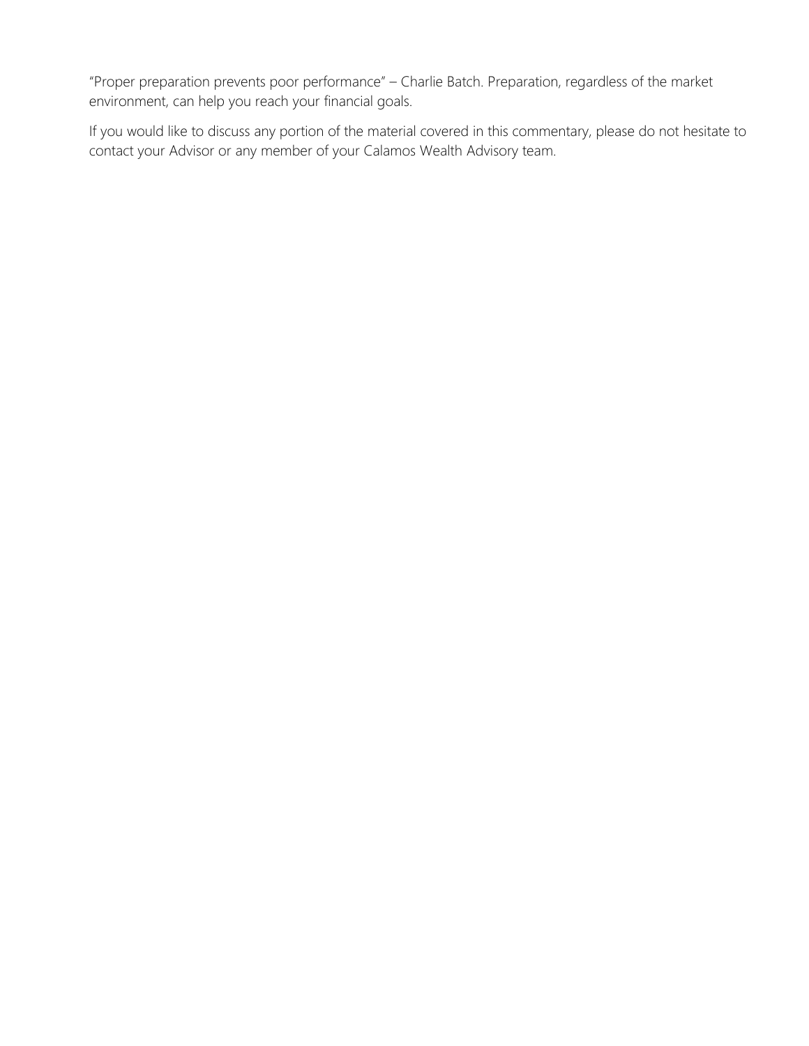"Proper preparation prevents poor performance" – Charlie Batch. Preparation, regardless of the market environment, can help you reach your financial goals.

If you would like to discuss any portion of the material covered in this commentary, please do not hesitate to contact your Advisor or any member of your Calamos Wealth Advisory team.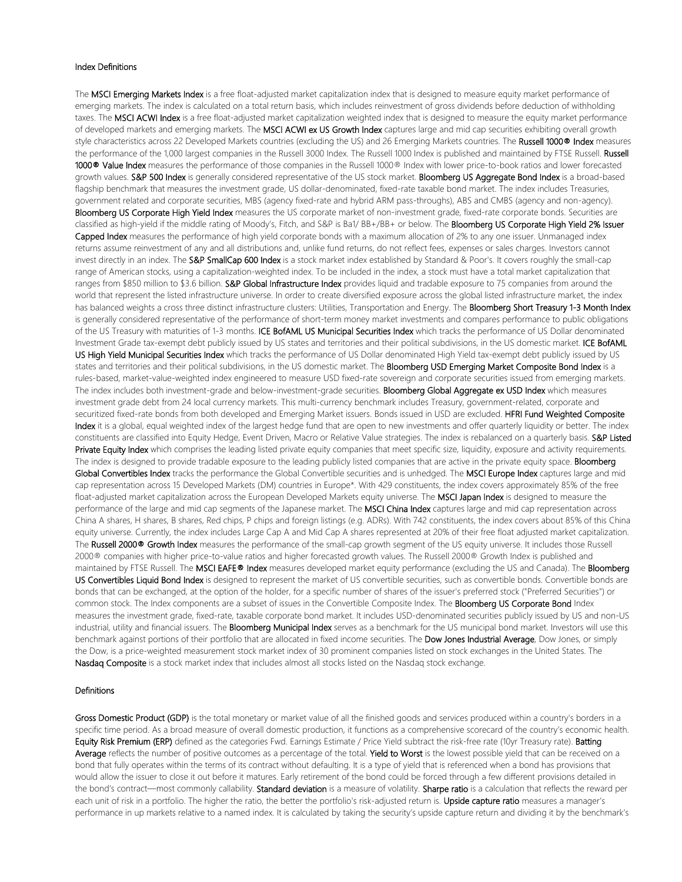## Index Definitions

The **MSCI Emerging Markets Index** is a free float-adjusted market capitalization index that is designed to measure equity market performance of emerging markets. The index is calculated on a total return basis, which includes reinvestment of gross dividends before deduction of withholding taxes. The **MSCI ACWI Index** is a free float-adjusted market capitalization weighted index that is designed to measure the equity market performance of developed markets and emerging markets. The **MSCI ACWI ex US Growth Index** captures large and mid cap securities exhibiting overall growth style characteristics across 22 Developed Markets countries (excluding the US) and 26 Emerging Markets countries. The **Russell 1000® Index** measures the performance of the 1,000 largest companies in the Russell 3000 Index. The Russell 1000 Index is published and maintained by FTSE Russell. **Russell 1000® Value Index** measures the performance of those companies in the Russell 1000® Index with lower price-to-book ratios and lower forecasted growth values. **S&P 500 Index** is generally considered representative of the US stock market. **Bloomberg US Aggregate Bond Index** is a broad-based flagship benchmark that measures the investment grade, US dollar-denominated, fixed-rate taxable bond market. The index includes Treasuries, government related and corporate securities, MBS (agency fixed-rate and hybrid ARM pass-throughs), ABS and CMBS (agency and non-agency). **Bloomberg US Corporate High Yield Index** measures the US corporate market of non-investment grade, fixed-rate corporate bonds. Securities are classified as high-yield if the middle rating of Moody's, Fitch, and S&P is Ba1/ BB+/BB+ or below. The **Bloomberg US Corporate High Yield 2% Issuer Capped Index** measures the performance of high yield corporate bonds with a maximum allocation of 2% to any one issuer. Unmanaged index returns assume reinvestment of any and all distributions and, unlike fund returns, do not reflect fees, expenses or sales charges. Investors cannot invest directly in an index. The **S&P SmallCap 600 Index** is a stock market index established by Standard & Poor's. It covers roughly the small-cap range of American stocks, using a capitalization-weighted index. To be included in the index, a stock must have a total market capitalization that ranges from $850 million to $3.6 billion. **S&P Global Infrastructure Index** provides liquid and tradable exposure to 75 companies from around the world that represent the listed infrastructure universe. In order to create diversified exposure across the global listed infrastructure market, the index has balanced weights a cross three distinct infrastructure clusters: Utilities, Transportation and Energy. The **Bloomberg Short Treasury 1-3 Month Index** is generally considered representative of the performance of short-term money market investments and compares performance to public obligations of the US Treasury with maturities of 1-3 months. **ICE BofAML US Municipal Securities Index** which tracks the performance of US Dollar denominated Investment Grade tax-exempt debt publicly issued by US states and territories and their political subdivisions, in the US domestic market. **ICE BofAML US High Yield Municipal Securities Index** which tracks the performance of US Dollar denominated High Yield tax-exempt debt publicly issued by US states and territories and their political subdivisions, in the US domestic market. The **Bloomberg USD Emerging Market Composite Bond Index** is a rules-based, market-value-weighted index engineered to measure USD fixed-rate sovereign and corporate securities issued from emerging markets. The index includes both investment-grade and below-investment-grade securities. **Bloomberg Global Aggregate ex USD Index** which measures investment grade debt from 24 local currency markets. This multi-currency benchmark includes Treasury, government-related, corporate and securitized fixed-rate bonds from both developed and Emerging Market issuers. Bonds issued in USD are excluded. **HFRI Fund Weighted Composite Index** it is a global, equal weighted index of the largest hedge fund that are open to new investments and offer quarterly liquidity or better. The index constituents are classified into Equity Hedge, Event Driven, Macro or Relative Value strategies. The index is rebalanced on a quarterly basis. **S&P Listed Private Equity Index** which comprises the leading listed private equity companies that meet specific size, liquidity, exposure and activity requirements. The index is designed to provide tradable exposure to the leading publicly listed companies that are active in the private equity space. **Bloomberg Global Convertibles Index** tracks the performance the Global Convertible securities and is unhedged. The **MSCI Europe Index** captures large and mid cap representation across 15 Developed Markets (DM) countries in Europe*. With 429 constituents, the index covers approximately 85% of the free float-adjusted market capitalization across the European Developed Markets equity universe. The **MSCI Japan Index** is designed to measure the performance of the large and mid cap segments of the Japanese market. The **MSCI China Index** captures large and mid cap representation across China A shares, H shares, B shares, Red chips, P chips and foreign listings (e.g. ADRs). With 742 constituents, the index covers about 85% of this China equity universe. Currently, the index includes Large Cap A and Mid Cap A shares represented at 20% of their free float adjusted market capitalization. The **Russell 2000® Growth Index** measures the performance of the small-cap growth segment of the US equity universe. It includes those Russell 2000® companies with higher price-to-value ratios and higher forecasted growth values. The Russell 2000® Growth Index is published and maintained by FTSE Russell. The **MSCI EAFE® Index** measures developed market equity performance (excluding the US and Canada). The **Bloomberg US Convertibles Liquid Bond Index** is designed to represent the market of US convertible securities, such as convertible bonds. Convertible bonds are bonds that can be exchanged, at the option of the holder, for a specific number of shares of the issuer's preferred stock ("Preferred Securities") or common stock. The Index components are a subset of issues in the Convertible Composite Index. The **Bloomberg US Corporate Bond** Index measures the investment grade, fixed-rate, taxable corporate bond market. It includes USD-denominated securities publicly issued by US and non-US industrial, utility and financial issuers. The **Bloomberg Municipal Index** serves as a benchmark for the US municipal bond market. Investors will use this benchmark against portions of their portfolio that are allocated in fixed income securities. The **Dow Jones Industrial Average**, Dow Jones, or simply the Dow, is a price-weighted measurement stock market index of 30 prominent companies listed on stock exchanges in the United States. The **Nasdaq Composite** is a stock market index that includes almost all stocks listed on the Nasdaq stock exchange.

## Definitions

**Gross Domestic Product (GDP)** is the total monetary or market value of all the finished goods and services produced within a country's borders in a specific time period. As a broad measure of overall domestic production, it functions as a comprehensive scorecard of the country's economic health. **Equity Risk Premium (ERP)** defined as the categories Fwd. Earnings Estimate / Price Yield subtract the risk-free rate (10yr Treasury rate). **Batting Average** reflects the number of positive outcomes as a percentage of the total. **Yield to Worst** is the lowest possible yield that can be received on a bond that fully operates within the terms of its contract without defaulting. It is a type of yield that is referenced when a bond has provisions that would allow the issuer to close it out before it matures. Early retirement of the bond could be forced through a few different provisions detailed in the bond's contract—most commonly callability. **Standard deviation** is a measure of volatility. **Sharpe ratio** is a calculation that reflects the reward per each unit of risk in a portfolio. The higher the ratio, the better the portfolio's risk-adjusted return is. **Upside capture ratio** measures a manager's performance in up markets relative to a named index. It is calculated by taking the security's upside capture return and dividing it by the benchmark's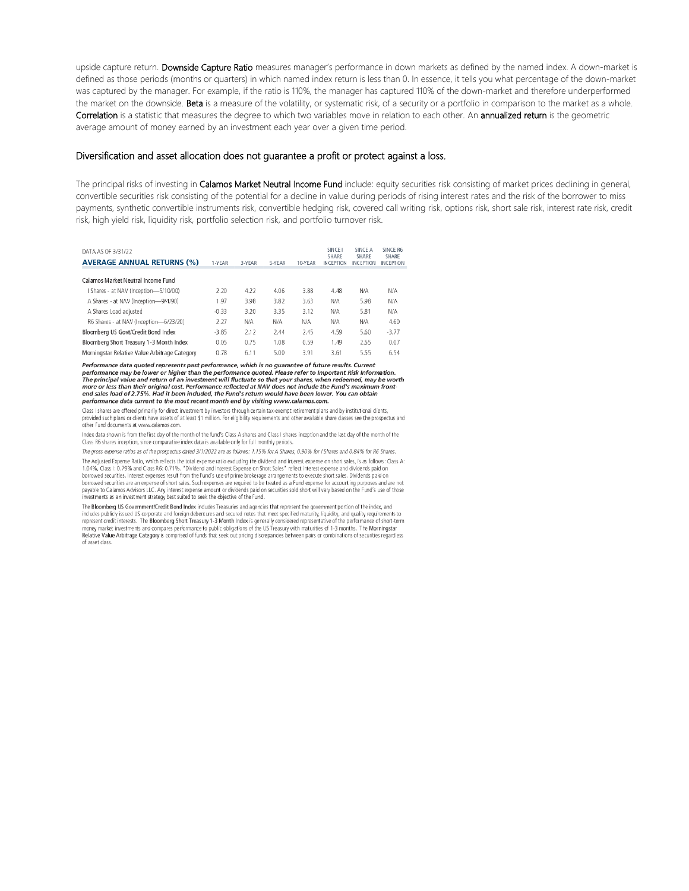upside capture return. **Downside Capture Ratio** measures manager's performance in down markets as defined by the named index. A down-market is defined as those periods (months or quarters) in which named index return is less than 0. In essence, it tells you what percentage of the down-market was captured by the manager. For example, if the ratio is 110%, the manager has captured 110% of the down-market and therefore underperformed the market on the downside. **Beta** is a measure of the volatility, or systematic risk, of a security or a portfolio in comparison to the market as a whole. **Correlation** is a statistic that measures the degree to which two variables move in relation to each other. An **annualized return** is the geometric average amount of money earned by an investment each year over a given time period.

## Diversification and asset allocation does not guarantee a profit or protect against a loss.

The principal risks of investing in **Calamos Market Neutral Income Fund** include: equity securities risk consisting of market prices declining in general, convertible securities risk consisting of the potential for a decline in value during periods of rising interest rates and the risk of the borrower to miss payments, synthetic convertible instruments risk, convertible hedging risk, covered call writing risk, options risk, short sale risk, interest rate risk, credit risk, high yield risk, liquidity risk, portfolio selection risk, and portfolio turnover risk.

DATA AS OF 3/31/22

| AVERAGE ANNUAL RETURNS (%) | 1-YEAR | 3-YEAR | 5-YEAR | 10-YEAR | SINCE I SHARE INCEPTION | SINCE A SHARE INCEPTION | SINCE R6 SHARE INCEPTION |
|---|---|---|---|---|---|---|---|
| Calamos Market Neutral Income Fund | | | | | | | |
| I Shares - at NAV (Inception—5/10/00) | 2.20 | 4.22 | 4.06 | 3.88 | 4.48 | N/A | N/A |
| A Shares - at NAV (Inception—9/4/90) | 1.97 | 3.98 | 3.82 | 3.63 | N/A | 5.98 | N/A |
| A Shares Load adjusted | -0.33 | 3.20 | 3.35 | 3.12 | N/A | 5.81 | N/A |
| R6 Shares - at NAV (Inception—6/23/20) | 2.27 | N/A | N/A | N/A | N/A | N/A | 4.60 |
| Bloomberg US Govt/Credit Bond Index | -3.85 | 2.12 | 2.44 | 2.45 | 4.59 | 5.60 | -3.77 |
| Bloomberg Short Treasury 1-3 Month Index | 0.05 | 0.75 | 1.08 | 0.59 | 1.49 | 2.55 | 0.07 |
| Morningstar Relative Value Arbitrage Category | 0.78 | 6.11 | 5.00 | 3.91 | 3.61 | 5.55 | 6.54 |

***Performance data quoted represents past performance, which is no guarantee of future results. Current performance may be lower or higher than the performance quoted. Please refer to Important Risk Information. The principal value and return of an investment will fluctuate so that your shares, when redeemed, may be worth more or less than their original cost. Performance reflected at NAV does not include the Fund's maximum front-end sales load of 2.75%. Had it been included, the Fund's return would have been lower. You can obtain performance data current to the most recent month end by visiting www.calamos.com.***

Class I shares are offered primarily for direct investment by investors through certain tax-exempt retirement plans and by institutional clients, provided such plans or clients have assets of at least $1 million. For eligibility requirements and other available share classes see the prospectus and other Fund documents at www.calamos.com.

Index data shown is from the first day of the month of the fund's Class A shares and Class I shares inception and the last day of the month of the Class R6 shares inception, since comparative index data is available only for full monthly periods.

*The gross expense ratios as of the prospectus dated 3/1/2022 are as follows: 1.15% for A Shares, 0.90% for I Shares and 0.84% for R6 Shares.*

The Adjusted Expense Ratio, which reflects the total expense ratio excluding the dividend and interest expense on short sales, is as follows: Class A: 1.04%, Class I: 0.79% and Class R6: 0.71%. "Dividend and Interest Expense on Short Sales" reflect interest expense and dividends paid on borrowed securities. Interest expenses result from the Fund's use of prime brokerage arrangements to execute short sales. Dividends paid on borrowed securities are an expense of short sales. Such expenses are required to be treated as a Fund expense for accounting purposes and are not payable to Calamos Advisors LLC. Any interest expense amount or dividends paid on securities sold short will vary based on the Fund's use of those investments as an investment strategy best suited to seek the objective of the Fund.

The **Bloomberg US Government/Credit Bond Index** includes Treasuries and agencies that represent the government portion of the index, and includes publicly issued US corporate and foreign debentures and secured notes that meet specified maturity, liquidity, and quality requirements to represent credit interests. The **Bloomberg Short Treasury 1-3 Month Index** is generally considered representative of the performance of short-term money market investments and compares performance to public obligations of the US Treasury with maturities of 1-3 months. The **Morningstar Relative Value Arbitrage Category** is comprised of funds that seek out pricing discrepancies between pairs or combinations of securities regardless of asset class.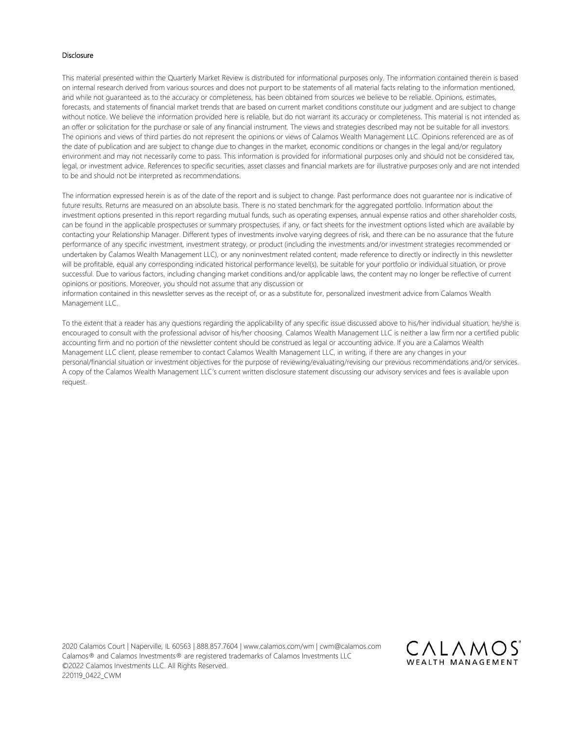#### Disclosure

This material presented within the Quarterly Market Review is distributed for informational purposes only. The information contained therein is based on internal research derived from various sources and does not purport to be statements of all material facts relating to the information mentioned, and while not guaranteed as to the accuracy or completeness, has been obtained from sources we believe to be reliable. Opinions, estimates, forecasts, and statements of financial market trends that are based on current market conditions constitute our judgment and are subject to change without notice. We believe the information provided here is reliable, but do not warrant its accuracy or completeness. This material is not intended as an offer or solicitation for the purchase or sale of any financial instrument. The views and strategies described may not be suitable for all investors. The opinions and views of third parties do not represent the opinions or views of Calamos Wealth Management LLC. Opinions referenced are as of the date of publication and are subject to change due to changes in the market, economic conditions or changes in the legal and/or regulatory environment and may not necessarily come to pass. This information is provided for informational purposes only and should not be considered tax, legal, or investment advice. References to specific securities, asset classes and financial markets are for illustrative purposes only and are not intended to be and should not be interpreted as recommendations.

The information expressed herein is as of the date of the report and is subject to change. Past performance does not guarantee nor is indicative of future results. Returns are measured on an absolute basis. There is no stated benchmark for the aggregated portfolio. Information about the investment options presented in this report regarding mutual funds, such as operating expenses, annual expense ratios and other shareholder costs, can be found in the applicable prospectuses or summary prospectuses, if any, or fact sheets for the investment options listed which are available by contacting your Relationship Manager. Different types of investments involve varying degrees of risk, and there can be no assurance that the future performance of any specific investment, investment strategy, or product (including the investments and/or investment strategies recommended or undertaken by Calamos Wealth Management LLC), or any noninvestment related content, made reference to directly or indirectly in this newsletter will be profitable, equal any corresponding indicated historical performance level(s), be suitable for your portfolio or individual situation, or prove successful. Due to various factors, including changing market conditions and/or applicable laws, the content may no longer be reflective of current opinions or positions. Moreover, you should not assume that any discussion or
information contained in this newsletter serves as the receipt of, or as a substitute for, personalized investment advice from Calamos Wealth Management LLC.

To the extent that a reader has any questions regarding the applicability of any specific issue discussed above to his/her individual situation, he/she is encouraged to consult with the professional advisor of his/her choosing. Calamos Wealth Management LLC is neither a law firm nor a certified public accounting firm and no portion of the newsletter content should be construed as legal or accounting advice. If you are a Calamos Wealth Management LLC client, please remember to contact Calamos Wealth Management LLC, in writing, if there are any changes in your personal/financial situation or investment objectives for the purpose of reviewing/evaluating/revising our previous recommendations and/or services. A copy of the Calamos Wealth Management LLC's current written disclosure statement discussing our advisory services and fees is available upon request.

2020 Calamos Court | Naperville, IL 60563 | 888.857.7604 | www.calamos.com/wm | cwm@calamos.com
Calamos® and Calamos Investments® are registered trademarks of Calamos Investments LLC
©2022 Calamos Investments LLC. All Rights Reserved.
220119_0422_CWM

CALAMOS® WEALTH MANAGEMENT